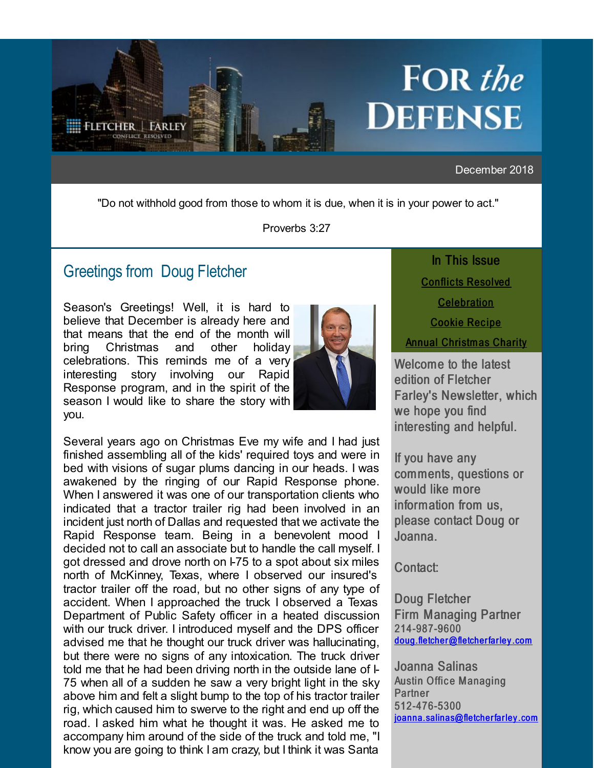# FOR *the* DEFENSE

FLETCHER | FARLEY
CONFLICT RESOLVED

December 2018

"Do not withhold good from those to whom it is due, when it is in your power to act."

Proverbs 3:27

## Greetings from Doug Fletcher

Season's Greetings! Well, it is hard to believe that December is already here and that means that the end of the month will bring Christmas and other holiday celebrations. This reminds me of a very interesting story involving our Rapid Response program, and in the spirit of the season I would like to share the story with you.

Several years ago on Christmas Eve my wife and I had just finished assembling all of the kids' required toys and were in bed with visions of sugar plums dancing in our heads. I was awakened by the ringing of our Rapid Response phone. When I answered it was one of our transportation clients who indicated that a tractor trailer rig had been involved in an incident just north of Dallas and requested that we activate the Rapid Response team. Being in a benevolent mood I decided not to call an associate but to handle the call myself. I got dressed and drove north on I-75 to a spot about six miles north of McKinney, Texas, where I observed our insured's tractor trailer off the road, but no other signs of any type of accident. When I approached the truck I observed a Texas Department of Public Safety officer in a heated discussion with our truck driver. I introduced myself and the DPS officer advised me that he thought our truck driver was hallucinating, but there were no signs of any intoxication. The truck driver told me that he had been driving north in the outside lane of I-75 when all of a sudden he saw a very bright light in the sky above him and felt a slight bump to the top of his tractor trailer rig, which caused him to swerve to the right and end up off the road. I asked him what he thought it was. He asked me to accompany him around of the side of the truck and told me, "I know you are going to think I am crazy, but I think it was Santa

### In This Issue

Conflicts Resolved

Celebration

Cookie Recipe

Annual Christmas Charity

Welcome to the latest edition of Fletcher Farley's Newsletter, which we hope you find interesting and helpful.

If you have any comments, questions or would like more information from us, please contact Doug or Joanna.

Contact:

Doug Fletcher
Firm Managing Partner
214-987-9600
doug.fletcher@fletcherfarley.com

Joanna Salinas
Austin Office Managing Partner
512-476-5300
joanna.salinas@fletcherfarley.com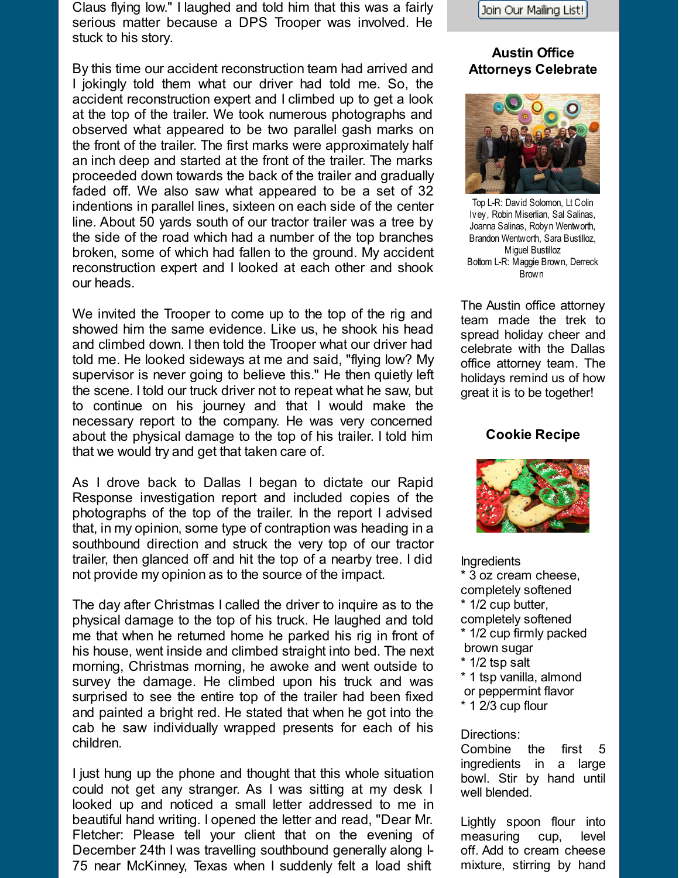Claus flying low." I laughed and told him that this was a fairly serious matter because a DPS Trooper was involved. He stuck to his story.

By this time our accident reconstruction team had arrived and I jokingly told them what our driver had told me. So, the accident reconstruction expert and I climbed up to get a look at the top of the trailer. We took numerous photographs and observed what appeared to be two parallel gash marks on the front of the trailer. The first marks were approximately half an inch deep and started at the front of the trailer. The marks proceeded down towards the back of the trailer and gradually faded off. We also saw what appeared to be a set of 32 indentions in parallel lines, sixteen on each side of the center line. About 50 yards south of our tractor trailer was a tree by the side of the road which had a number of the top branches broken, some of which had fallen to the ground. My accident reconstruction expert and I looked at each other and shook our heads.

We invited the Trooper to come up to the top of the rig and showed him the same evidence. Like us, he shook his head and climbed down. I then told the Trooper what our driver had told me. He looked sideways at me and said, "flying low? My supervisor is never going to believe this." He then quietly left the scene. I told our truck driver not to repeat what he saw, but to continue on his journey and that I would make the necessary report to the company. He was very concerned about the physical damage to the top of his trailer. I told him that we would try and get that taken care of.

As I drove back to Dallas I began to dictate our Rapid Response investigation report and included copies of the photographs of the top of the trailer. In the report I advised that, in my opinion, some type of contraption was heading in a southbound direction and struck the very top of our tractor trailer, then glanced off and hit the top of a nearby tree. I did not provide my opinion as to the source of the impact.

The day after Christmas I called the driver to inquire as to the physical damage to the top of his truck. He laughed and told me that when he returned home he parked his rig in front of his house, went inside and climbed straight into bed. The next morning, Christmas morning, he awoke and went outside to survey the damage. He climbed upon his truck and was surprised to see the entire top of the trailer had been fixed and painted a bright red. He stated that when he got into the cab he saw individually wrapped presents for each of his children.

I just hung up the phone and thought that this whole situation could not get any stranger. As I was sitting at my desk I looked up and noticed a small letter addressed to me in beautiful hand writing. I opened the letter and read, "Dear Mr. Fletcher: Please tell your client that on the evening of December 24th I was travelling southbound generally along I-75 near McKinney, Texas when I suddenly felt a load shift

Join Our Mailing List!

### Austin Office Attorneys Celebrate

Top L-R: David Solomon, Lt Colin Ivey, Robin Miserlian, Sal Salinas, Joanna Salinas, Robyn Wentworth, Brandon Wentworth, Sara Bustilloz, Miguel Bustilloz
Bottom L-R: Maggie Brown, Derreck Brown

The Austin office attorney team made the trek to spread holiday cheer and celebrate with the Dallas office attorney team. The holidays remind us of how great it is to be together!

### Cookie Recipe

Ingredients
* 3 oz cream cheese, completely softened
* 1/2 cup butter, completely softened
* 1/2 cup firmly packed brown sugar
* 1/2 tsp salt
* 1 tsp vanilla, almond or peppermint flavor
* 1 2/3 cup flour

Directions:
Combine the first 5 ingredients in a large bowl. Stir by hand until well blended.

Lightly spoon flour into measuring cup, level off. Add to cream cheese mixture, stirring by hand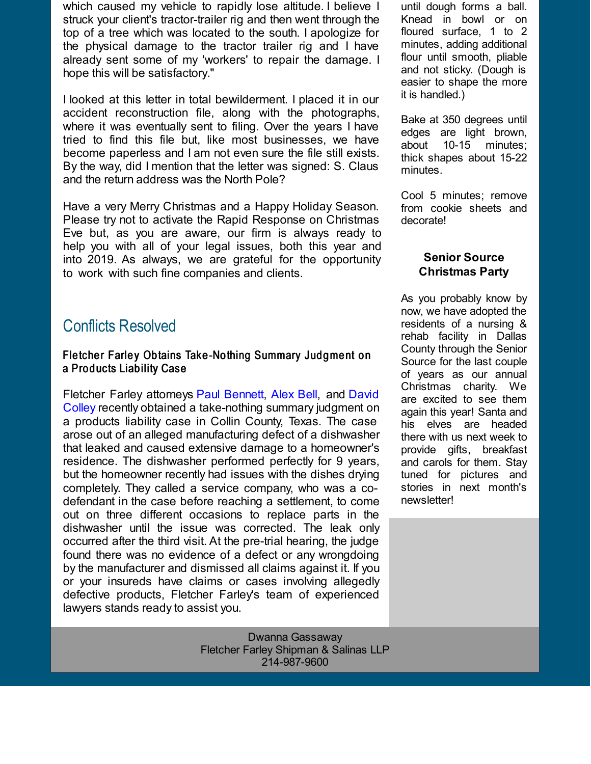which caused my vehicle to rapidly lose altitude. I believe I struck your client's tractor-trailer rig and then went through the top of a tree which was located to the south. I apologize for the physical damage to the tractor trailer rig and I have already sent some of my 'workers' to repair the damage. I hope this will be satisfactory."

I looked at this letter in total bewilderment. I placed it in our accident reconstruction file, along with the photographs, where it was eventually sent to filing. Over the years I have tried to find this file but, like most businesses, we have become paperless and I am not even sure the file still exists. By the way, did I mention that the letter was signed: S. Claus and the return address was the North Pole?

Have a very Merry Christmas and a Happy Holiday Season. Please try not to activate the Rapid Response on Christmas Eve but, as you are aware, our firm is always ready to help you with all of your legal issues, both this year and into 2019. As always, we are grateful for the opportunity to work with such fine companies and clients.

## Conflicts Resolved

### Fletcher Farley Obtains Take-Nothing Summary Judgment on a Products Liability Case

Fletcher Farley attorneys Paul Bennett, Alex Bell, and David Colley recently obtained a take-nothing summary judgment on a products liability case in Collin County, Texas. The case arose out of an alleged manufacturing defect of a dishwasher that leaked and caused extensive damage to a homeowner's residence. The dishwasher performed perfectly for 9 years, but the homeowner recently had issues with the dishes drying completely. They called a service company, who was a co-defendant in the case before reaching a settlement, to come out on three different occasions to replace parts in the dishwasher until the issue was corrected. The leak only occurred after the third visit. At the pre-trial hearing, the judge found there was no evidence of a defect or any wrongdoing by the manufacturer and dismissed all claims against it. If you or your insureds have claims or cases involving allegedly defective products, Fletcher Farley's team of experienced lawyers stands ready to assist you.

until dough forms a ball. Knead in bowl or on floured surface, 1 to 2 minutes, adding additional flour until smooth, pliable and not sticky. (Dough is easier to shape the more it is handled.)

Bake at 350 degrees until edges are light brown, about 10-15 minutes; thick shapes about 15-22 minutes.

Cool 5 minutes; remove from cookie sheets and decorate!

### Senior Source Christmas Party

As you probably know by now, we have adopted the residents of a nursing & rehab facility in Dallas County through the Senior Source for the last couple of years as our annual Christmas charity. We are excited to see them again this year! Santa and his elves are headed there with us next week to provide gifts, breakfast and carols for them. Stay tuned for pictures and stories in next month's newsletter!

Dwanna Gassaway
Fletcher Farley Shipman & Salinas LLP
214-987-9600